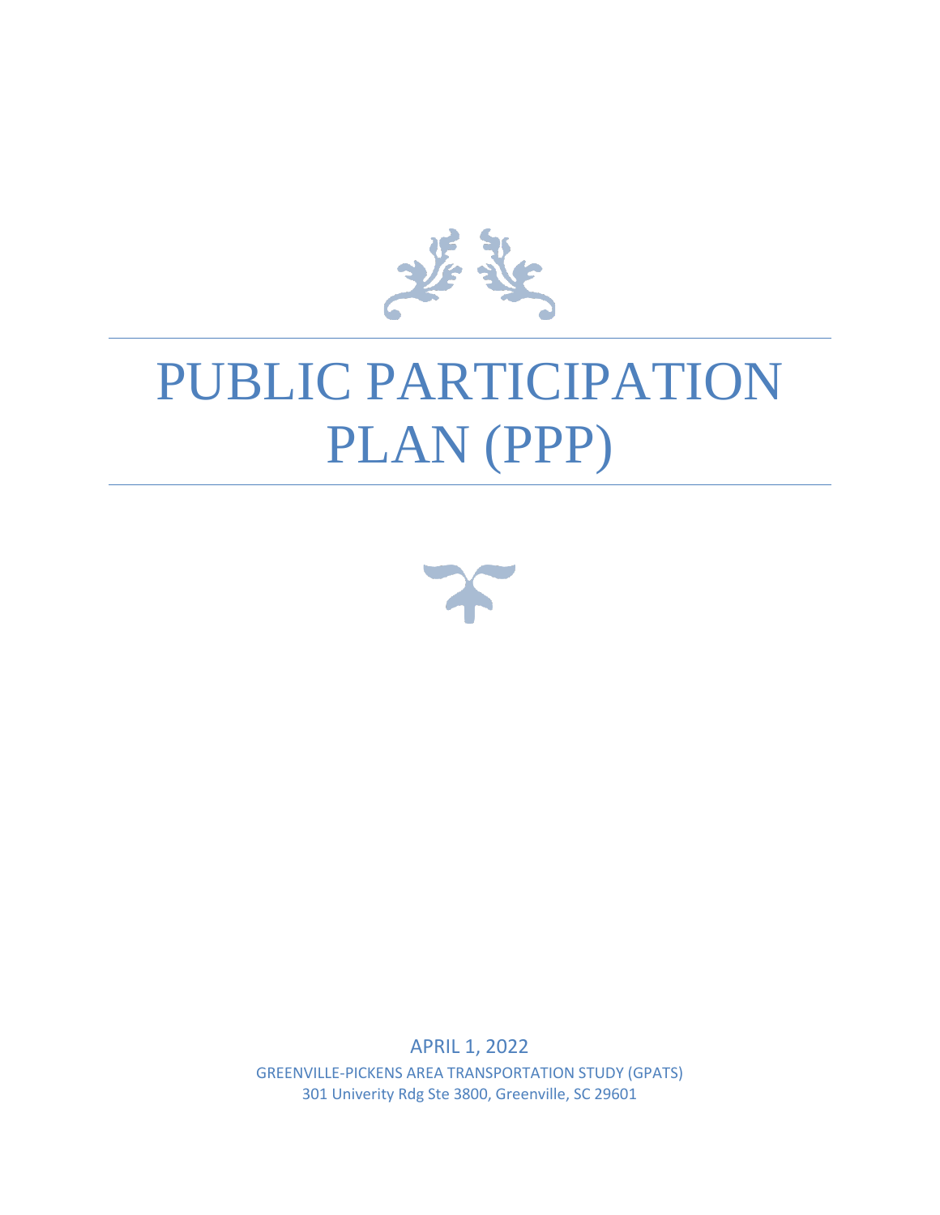# PUBLIC PARTICIPATION PLAN (PPP)

APRIL 1, 2022

GREENVILLE-PICKENS AREA TRANSPORTATION STUDY (GPATS)

301 Univerity Rdg Ste 3800, Greenville, SC 29601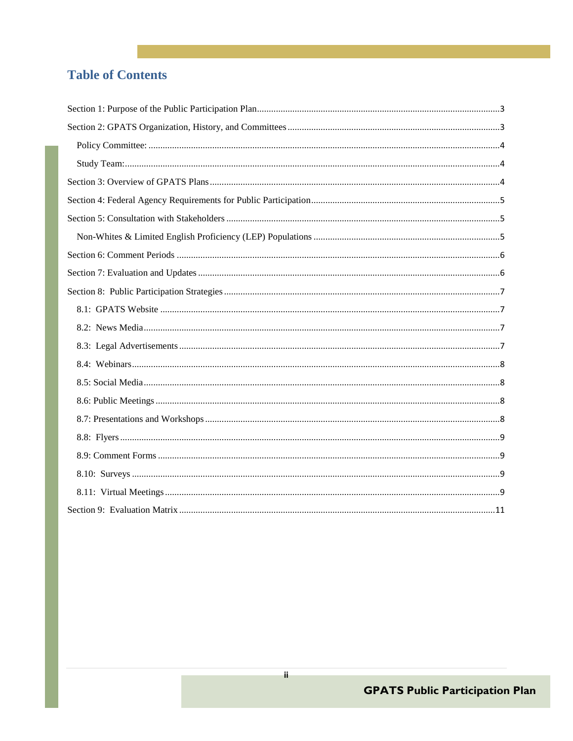# Table of Contents

Section 1: Purpose of the Public Participation Plan ........ 3

Section 2: GPATS Organization, History, and Committees ........ 3

- Policy Committee: ........ 4
- Study Team: ........ 4

Section 3: Overview of GPATS Plans ........ 4

Section 4: Federal Agency Requirements for Public Participation ........ 5

Section 5: Consultation with Stakeholders ........ 5

- Non-Whites & Limited English Proficiency (LEP) Populations ........ 5

Section 6: Comment Periods ........ 6

Section 7: Evaluation and Updates ........ 6

Section 8: Public Participation Strategies ........ 7

- 8.1: GPATS Website ........ 7
- 8.2: News Media ........ 7
- 8.3: Legal Advertisements ........ 7
- 8.4: Webinars ........ 8
- 8.5: Social Media ........ 8
- 8.6: Public Meetings ........ 8
- 8.7: Presentations and Workshops ........ 8
- 8.8: Flyers ........ 9
- 8.9: Comment Forms ........ 9
- 8.10: Surveys ........ 9
- 8.11: Virtual Meetings ........ 9

Section 9: Evaluation Matrix ........ 11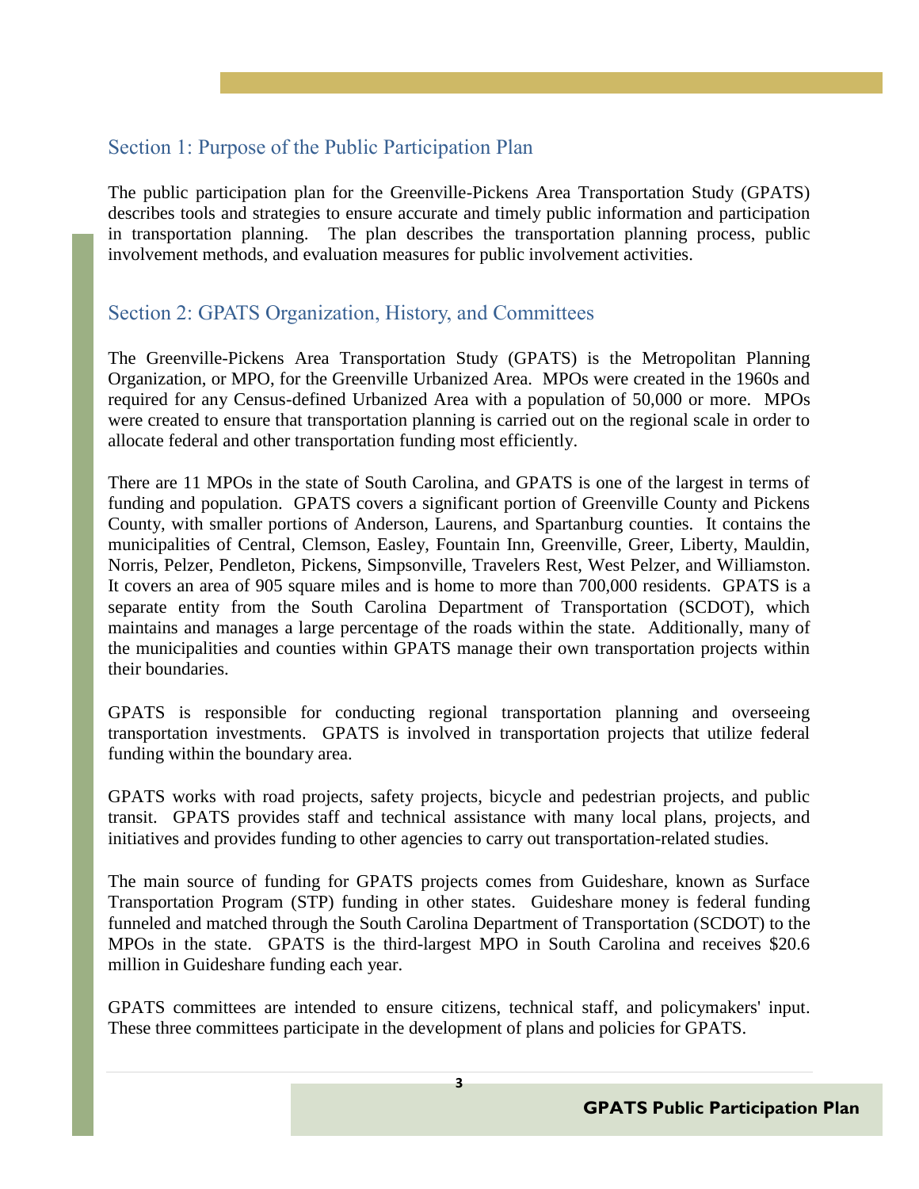## Section 1: Purpose of the Public Participation Plan

The public participation plan for the Greenville-Pickens Area Transportation Study (GPATS) describes tools and strategies to ensure accurate and timely public information and participation in transportation planning. The plan describes the transportation planning process, public involvement methods, and evaluation measures for public involvement activities.

## Section 2: GPATS Organization, History, and Committees

The Greenville-Pickens Area Transportation Study (GPATS) is the Metropolitan Planning Organization, or MPO, for the Greenville Urbanized Area. MPOs were created in the 1960s and required for any Census-defined Urbanized Area with a population of 50,000 or more. MPOs were created to ensure that transportation planning is carried out on the regional scale in order to allocate federal and other transportation funding most efficiently.

There are 11 MPOs in the state of South Carolina, and GPATS is one of the largest in terms of funding and population. GPATS covers a significant portion of Greenville County and Pickens County, with smaller portions of Anderson, Laurens, and Spartanburg counties. It contains the municipalities of Central, Clemson, Easley, Fountain Inn, Greenville, Greer, Liberty, Mauldin, Norris, Pelzer, Pendleton, Pickens, Simpsonville, Travelers Rest, West Pelzer, and Williamston. It covers an area of 905 square miles and is home to more than 700,000 residents. GPATS is a separate entity from the South Carolina Department of Transportation (SCDOT), which maintains and manages a large percentage of the roads within the state. Additionally, many of the municipalities and counties within GPATS manage their own transportation projects within their boundaries.

GPATS is responsible for conducting regional transportation planning and overseeing transportation investments. GPATS is involved in transportation projects that utilize federal funding within the boundary area.

GPATS works with road projects, safety projects, bicycle and pedestrian projects, and public transit. GPATS provides staff and technical assistance with many local plans, projects, and initiatives and provides funding to other agencies to carry out transportation-related studies.

The main source of funding for GPATS projects comes from Guideshare, known as Surface Transportation Program (STP) funding in other states. Guideshare money is federal funding funneled and matched through the South Carolina Department of Transportation (SCDOT) to the MPOs in the state. GPATS is the third-largest MPO in South Carolina and receives $20.6 million in Guideshare funding each year.

GPATS committees are intended to ensure citizens, technical staff, and policymakers' input. These three committees participate in the development of plans and policies for GPATS.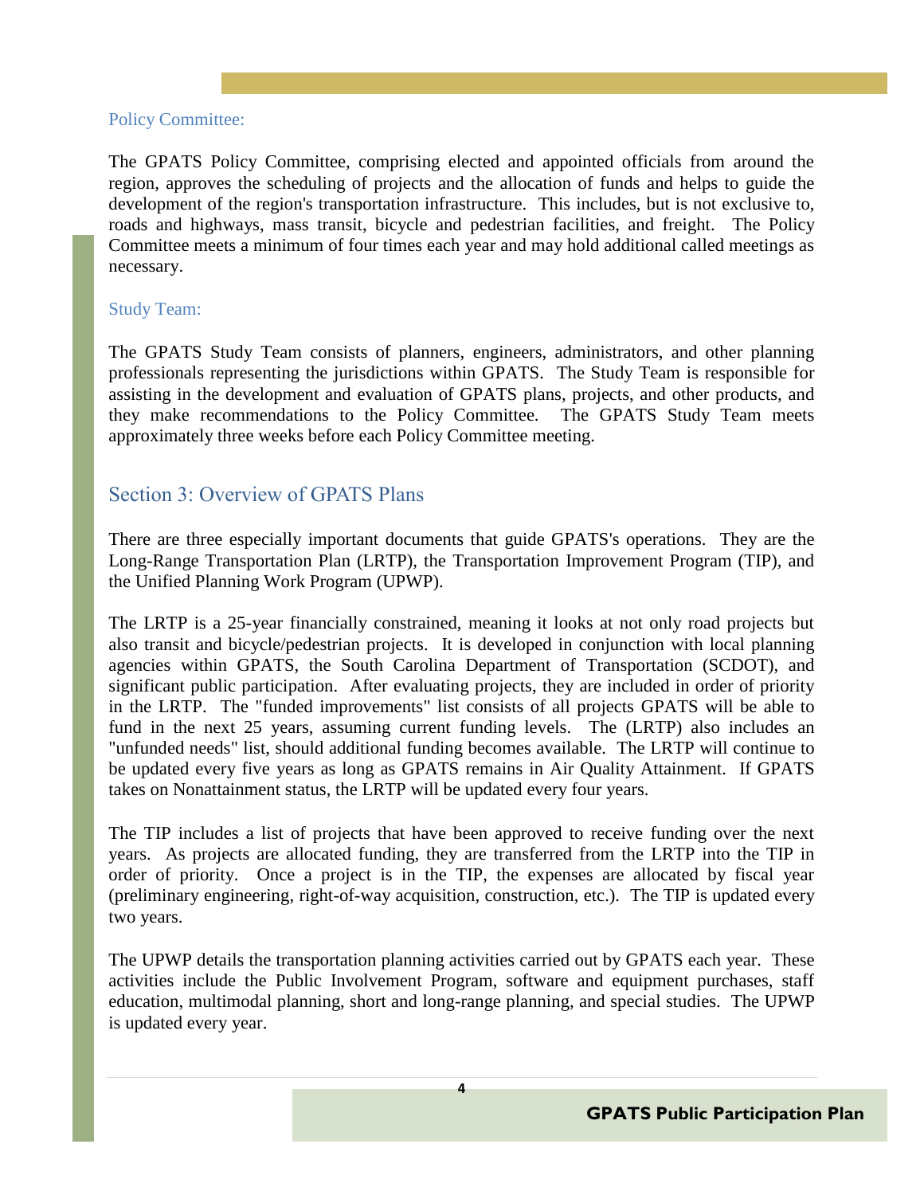### Policy Committee:

The GPATS Policy Committee, comprising elected and appointed officials from around the region, approves the scheduling of projects and the allocation of funds and helps to guide the development of the region's transportation infrastructure. This includes, but is not exclusive to, roads and highways, mass transit, bicycle and pedestrian facilities, and freight. The Policy Committee meets a minimum of four times each year and may hold additional called meetings as necessary.

### Study Team:

The GPATS Study Team consists of planners, engineers, administrators, and other planning professionals representing the jurisdictions within GPATS. The Study Team is responsible for assisting in the development and evaluation of GPATS plans, projects, and other products, and they make recommendations to the Policy Committee. The GPATS Study Team meets approximately three weeks before each Policy Committee meeting.

## Section 3: Overview of GPATS Plans

There are three especially important documents that guide GPATS's operations. They are the Long-Range Transportation Plan (LRTP), the Transportation Improvement Program (TIP), and the Unified Planning Work Program (UPWP).

The LRTP is a 25-year financially constrained, meaning it looks at not only road projects but also transit and bicycle/pedestrian projects. It is developed in conjunction with local planning agencies within GPATS, the South Carolina Department of Transportation (SCDOT), and significant public participation. After evaluating projects, they are included in order of priority in the LRTP. The "funded improvements" list consists of all projects GPATS will be able to fund in the next 25 years, assuming current funding levels. The (LRTP) also includes an "unfunded needs" list, should additional funding becomes available. The LRTP will continue to be updated every five years as long as GPATS remains in Air Quality Attainment. If GPATS takes on Nonattainment status, the LRTP will be updated every four years.

The TIP includes a list of projects that have been approved to receive funding over the next years. As projects are allocated funding, they are transferred from the LRTP into the TIP in order of priority. Once a project is in the TIP, the expenses are allocated by fiscal year (preliminary engineering, right-of-way acquisition, construction, etc.). The TIP is updated every two years.

The UPWP details the transportation planning activities carried out by GPATS each year. These activities include the Public Involvement Program, software and equipment purchases, staff education, multimodal planning, short and long-range planning, and special studies. The UPWP is updated every year.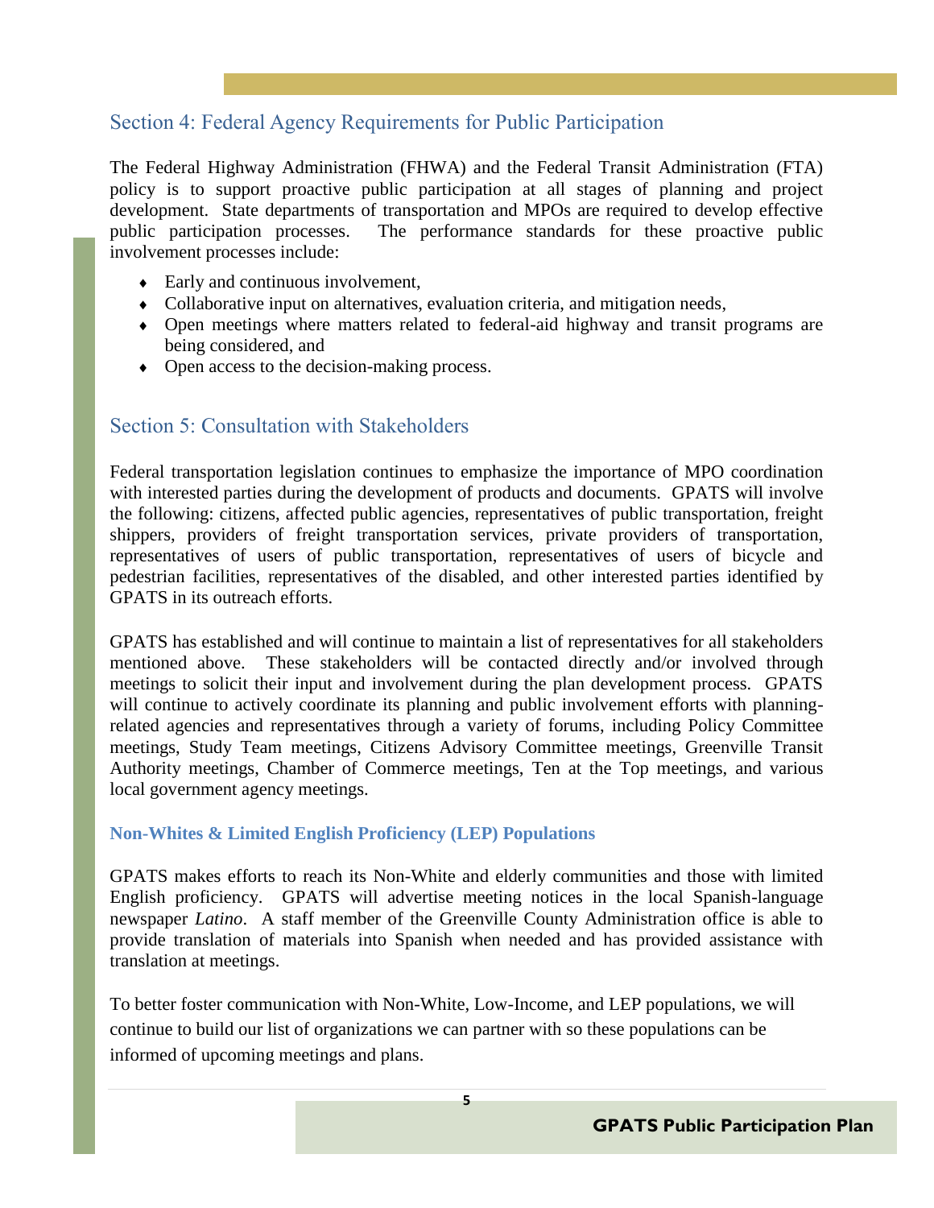## Section 4: Federal Agency Requirements for Public Participation

The Federal Highway Administration (FHWA) and the Federal Transit Administration (FTA) policy is to support proactive public participation at all stages of planning and project development. State departments of transportation and MPOs are required to develop effective public participation processes. The performance standards for these proactive public involvement processes include:

- Early and continuous involvement,
- Collaborative input on alternatives, evaluation criteria, and mitigation needs,
- Open meetings where matters related to federal-aid highway and transit programs are being considered, and
- Open access to the decision-making process.

## Section 5: Consultation with Stakeholders

Federal transportation legislation continues to emphasize the importance of MPO coordination with interested parties during the development of products and documents. GPATS will involve the following: citizens, affected public agencies, representatives of public transportation, freight shippers, providers of freight transportation services, private providers of transportation, representatives of users of public transportation, representatives of users of bicycle and pedestrian facilities, representatives of the disabled, and other interested parties identified by GPATS in its outreach efforts.

GPATS has established and will continue to maintain a list of representatives for all stakeholders mentioned above. These stakeholders will be contacted directly and/or involved through meetings to solicit their input and involvement during the plan development process. GPATS will continue to actively coordinate its planning and public involvement efforts with planning-related agencies and representatives through a variety of forums, including Policy Committee meetings, Study Team meetings, Citizens Advisory Committee meetings, Greenville Transit Authority meetings, Chamber of Commerce meetings, Ten at the Top meetings, and various local government agency meetings.

### Non-Whites & Limited English Proficiency (LEP) Populations

GPATS makes efforts to reach its Non-White and elderly communities and those with limited English proficiency. GPATS will advertise meeting notices in the local Spanish-language newspaper *Latino*. A staff member of the Greenville County Administration office is able to provide translation of materials into Spanish when needed and has provided assistance with translation at meetings.

To better foster communication with Non-White, Low-Income, and LEP populations, we will continue to build our list of organizations we can partner with so these populations can be informed of upcoming meetings and plans.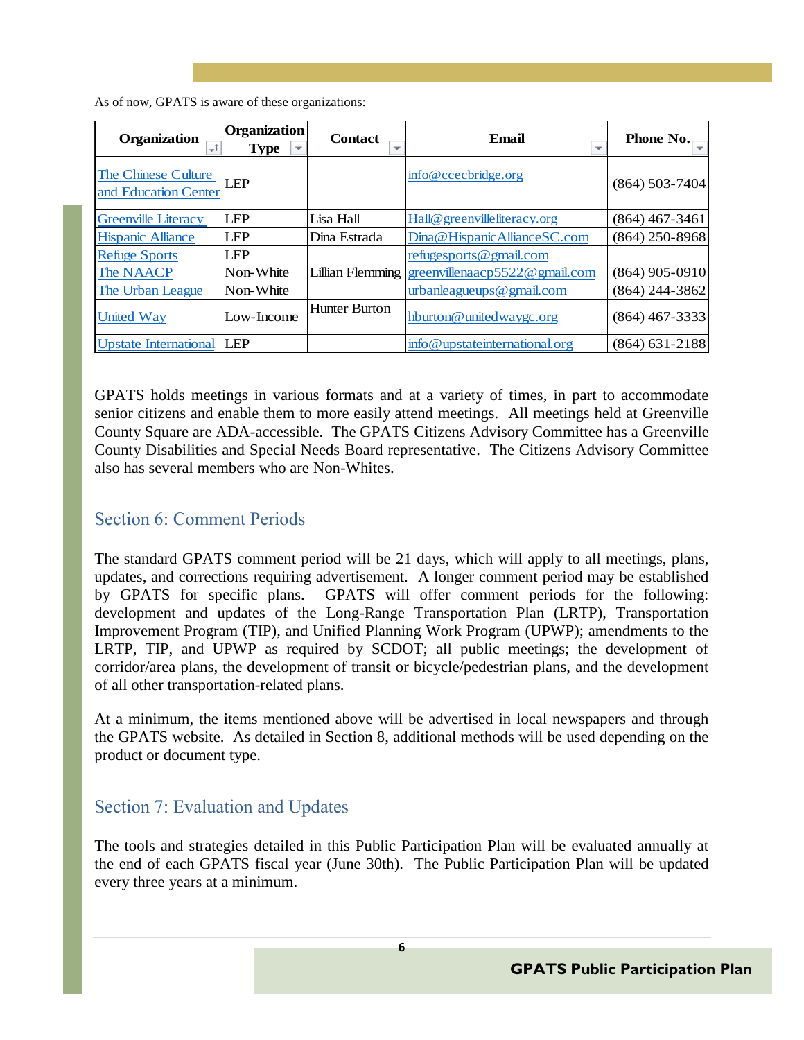As of now, GPATS is aware of these organizations:

| Organization | Organization Type | Contact | Email | Phone No. |
|---|---|---|---|---|
| The Chinese Culture and Education Center | LEP | | info@ccecbridge.org | (864) 503-7404 |
| Greenville Literacy | LEP | Lisa Hall | Hall@greenvilleliteracy.org | (864) 467-3461 |
| Hispanic Alliance | LEP | Dina Estrada | Dina@HispanicAllianceSC.com | (864) 250-8968 |
| Refuge Sports | LEP | | refugesports@gmail.com | |
| The NAACP | Non-White | Lillian Flemming | greenvillenaacp5522@gmail.com | (864) 905-0910 |
| The Urban League | Non-White | | urbanleagueups@gmail.com | (864) 244-3862 |
| United Way | Low-Income | Hunter Burton | hburton@unitedwaygc.org | (864) 467-3333 |
| Upstate International | LEP | | info@upstateinternational.org | (864) 631-2188 |

GPATS holds meetings in various formats and at a variety of times, in part to accommodate senior citizens and enable them to more easily attend meetings. All meetings held at Greenville County Square are ADA-accessible. The GPATS Citizens Advisory Committee has a Greenville County Disabilities and Special Needs Board representative. The Citizens Advisory Committee also has several members who are Non-Whites.

## Section 6: Comment Periods

The standard GPATS comment period will be 21 days, which will apply to all meetings, plans, updates, and corrections requiring advertisement. A longer comment period may be established by GPATS for specific plans. GPATS will offer comment periods for the following: development and updates of the Long-Range Transportation Plan (LRTP), Transportation Improvement Program (TIP), and Unified Planning Work Program (UPWP); amendments to the LRTP, TIP, and UPWP as required by SCDOT; all public meetings; the development of corridor/area plans, the development of transit or bicycle/pedestrian plans, and the development of all other transportation-related plans.

At a minimum, the items mentioned above will be advertised in local newspapers and through the GPATS website. As detailed in Section 8, additional methods will be used depending on the product or document type.

## Section 7: Evaluation and Updates

The tools and strategies detailed in this Public Participation Plan will be evaluated annually at the end of each GPATS fiscal year (June 30th). The Public Participation Plan will be updated every three years at a minimum.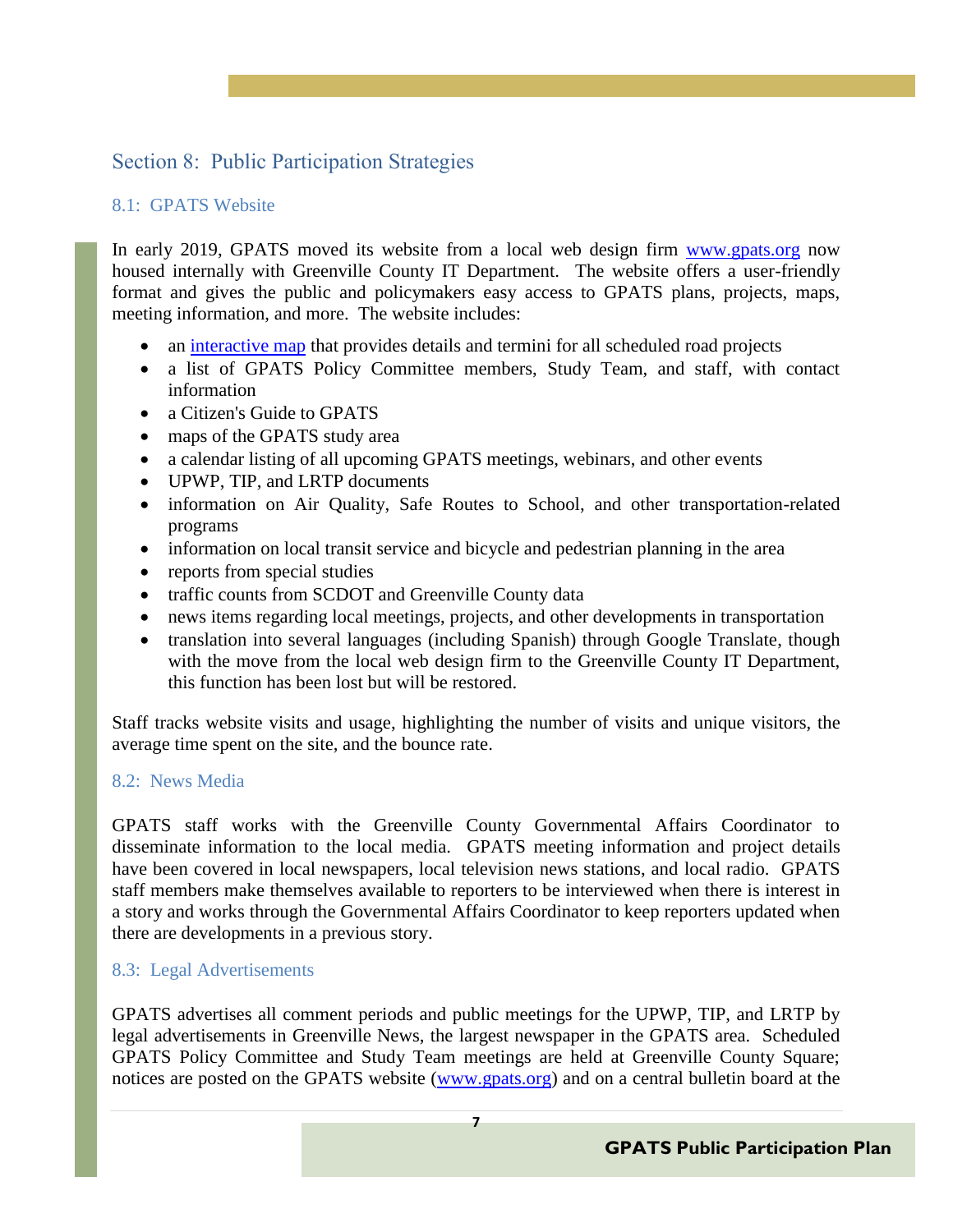## Section 8: Public Participation Strategies

### 8.1: GPATS Website

In early 2019, GPATS moved its website from a local web design firm [www.gpats.org](http://www.gpats.org) now housed internally with Greenville County IT Department. The website offers a user-friendly format and gives the public and policymakers easy access to GPATS plans, projects, maps, meeting information, and more. The website includes:

- an [interactive map](#) that provides details and termini for all scheduled road projects
- a list of GPATS Policy Committee members, Study Team, and staff, with contact information
- a Citizen's Guide to GPATS
- maps of the GPATS study area
- a calendar listing of all upcoming GPATS meetings, webinars, and other events
- UPWP, TIP, and LRTP documents
- information on Air Quality, Safe Routes to School, and other transportation-related programs
- information on local transit service and bicycle and pedestrian planning in the area
- reports from special studies
- traffic counts from SCDOT and Greenville County data
- news items regarding local meetings, projects, and other developments in transportation
- translation into several languages (including Spanish) through Google Translate, though with the move from the local web design firm to the Greenville County IT Department, this function has been lost but will be restored.

Staff tracks website visits and usage, highlighting the number of visits and unique visitors, the average time spent on the site, and the bounce rate.

### 8.2: News Media

GPATS staff works with the Greenville County Governmental Affairs Coordinator to disseminate information to the local media. GPATS meeting information and project details have been covered in local newspapers, local television news stations, and local radio. GPATS staff members make themselves available to reporters to be interviewed when there is interest in a story and works through the Governmental Affairs Coordinator to keep reporters updated when there are developments in a previous story.

### 8.3: Legal Advertisements

GPATS advertises all comment periods and public meetings for the UPWP, TIP, and LRTP by legal advertisements in Greenville News, the largest newspaper in the GPATS area. Scheduled GPATS Policy Committee and Study Team meetings are held at Greenville County Square; notices are posted on the GPATS website ([www.gpats.org](http://www.gpats.org)) and on a central bulletin board at the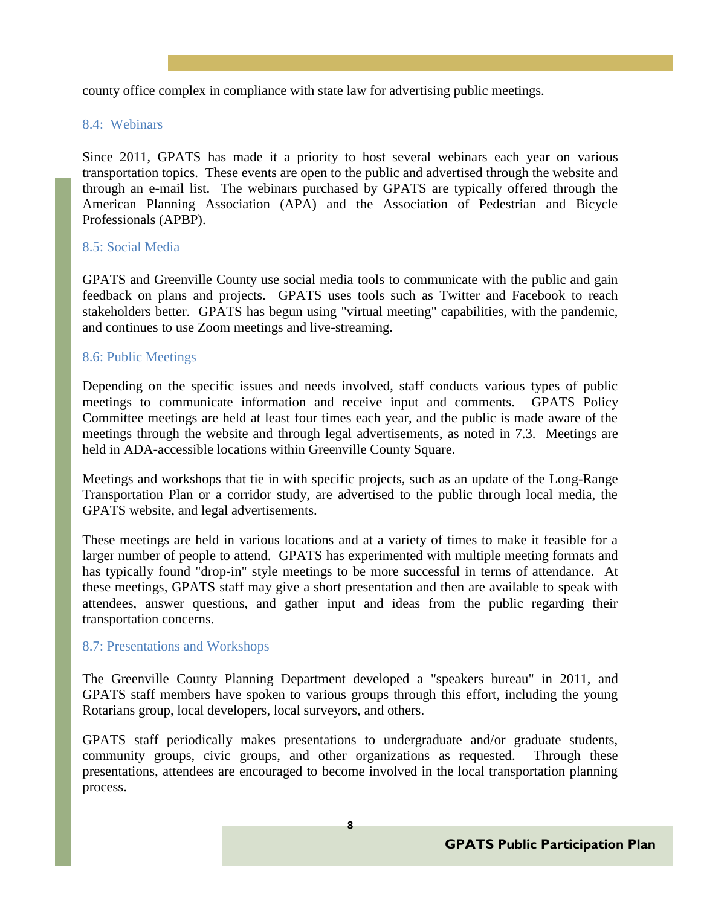county office complex in compliance with state law for advertising public meetings.

### 8.4: Webinars

Since 2011, GPATS has made it a priority to host several webinars each year on various transportation topics. These events are open to the public and advertised through the website and through an e-mail list. The webinars purchased by GPATS are typically offered through the American Planning Association (APA) and the Association of Pedestrian and Bicycle Professionals (APBP).

### 8.5: Social Media

GPATS and Greenville County use social media tools to communicate with the public and gain feedback on plans and projects. GPATS uses tools such as Twitter and Facebook to reach stakeholders better. GPATS has begun using "virtual meeting" capabilities, with the pandemic, and continues to use Zoom meetings and live-streaming.

### 8.6: Public Meetings

Depending on the specific issues and needs involved, staff conducts various types of public meetings to communicate information and receive input and comments. GPATS Policy Committee meetings are held at least four times each year, and the public is made aware of the meetings through the website and through legal advertisements, as noted in 7.3. Meetings are held in ADA-accessible locations within Greenville County Square.

Meetings and workshops that tie in with specific projects, such as an update of the Long-Range Transportation Plan or a corridor study, are advertised to the public through local media, the GPATS website, and legal advertisements.

These meetings are held in various locations and at a variety of times to make it feasible for a larger number of people to attend. GPATS has experimented with multiple meeting formats and has typically found "drop-in" style meetings to be more successful in terms of attendance. At these meetings, GPATS staff may give a short presentation and then are available to speak with attendees, answer questions, and gather input and ideas from the public regarding their transportation concerns.

### 8.7: Presentations and Workshops

The Greenville County Planning Department developed a "speakers bureau" in 2011, and GPATS staff members have spoken to various groups through this effort, including the young Rotarians group, local developers, local surveyors, and others.

GPATS staff periodically makes presentations to undergraduate and/or graduate students, community groups, civic groups, and other organizations as requested. Through these presentations, attendees are encouraged to become involved in the local transportation planning process.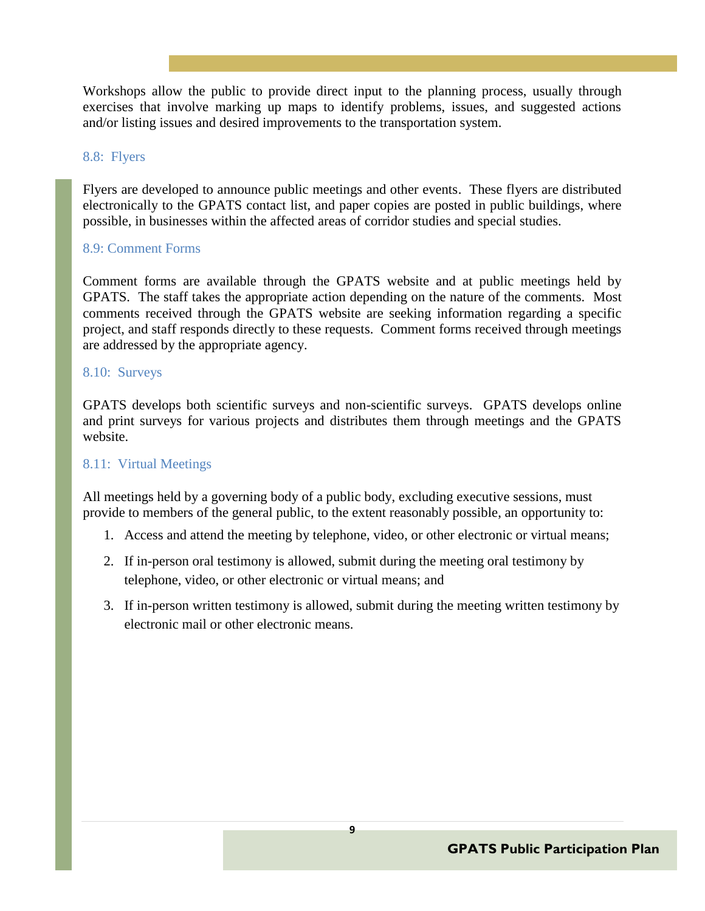Workshops allow the public to provide direct input to the planning process, usually through exercises that involve marking up maps to identify problems, issues, and suggested actions and/or listing issues and desired improvements to the transportation system.

### 8.8: Flyers

Flyers are developed to announce public meetings and other events. These flyers are distributed electronically to the GPATS contact list, and paper copies are posted in public buildings, where possible, in businesses within the affected areas of corridor studies and special studies.

### 8.9: Comment Forms

Comment forms are available through the GPATS website and at public meetings held by GPATS. The staff takes the appropriate action depending on the nature of the comments. Most comments received through the GPATS website are seeking information regarding a specific project, and staff responds directly to these requests. Comment forms received through meetings are addressed by the appropriate agency.

### 8.10: Surveys

GPATS develops both scientific surveys and non-scientific surveys. GPATS develops online and print surveys for various projects and distributes them through meetings and the GPATS website.

### 8.11: Virtual Meetings

All meetings held by a governing body of a public body, excluding executive sessions, must provide to members of the general public, to the extent reasonably possible, an opportunity to:

1. Access and attend the meeting by telephone, video, or other electronic or virtual means;
2. If in-person oral testimony is allowed, submit during the meeting oral testimony by telephone, video, or other electronic or virtual means; and
3. If in-person written testimony is allowed, submit during the meeting written testimony by electronic mail or other electronic means.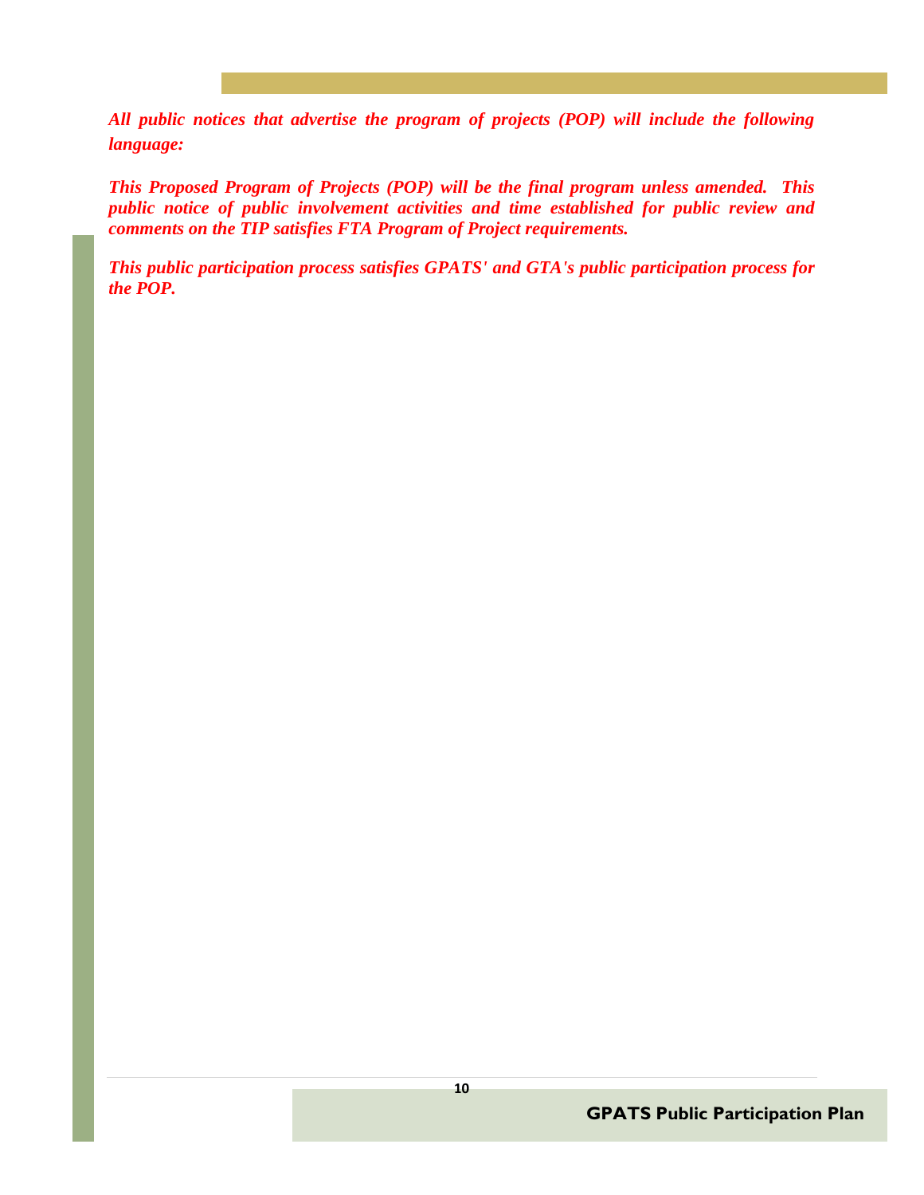***All public notices that advertise the program of projects (POP) will include the following language:***

***This Proposed Program of Projects (POP) will be the final program unless amended. This public notice of public involvement activities and time established for public review and comments on the TIP satisfies FTA Program of Project requirements.***

***This public participation process satisfies GPATS' and GTA's public participation process for the POP.***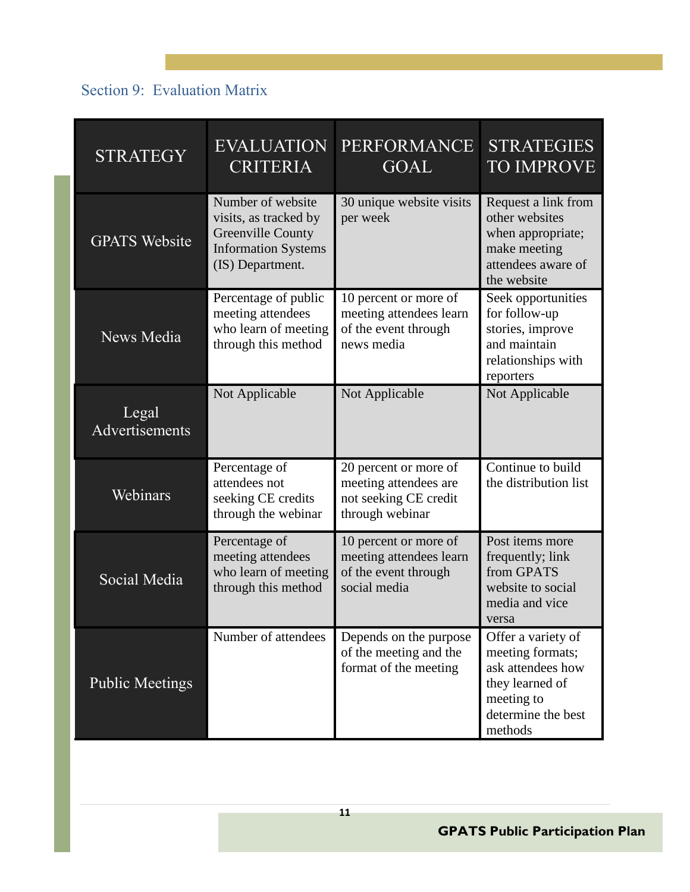## Section 9: Evaluation Matrix

| STRATEGY | EVALUATION CRITERIA | PERFORMANCE GOAL | STRATEGIES TO IMPROVE |
|---|---|---|---|
| GPATS Website | Number of website visits, as tracked by Greenville County Information Systems (IS) Department. | 30 unique website visits per week | Request a link from other websites when appropriate; make meeting attendees aware of the website |
| News Media | Percentage of public meeting attendees who learn of meeting through this method | 10 percent or more of meeting attendees learn of the event through news media | Seek opportunities for follow-up stories, improve and maintain relationships with reporters |
| Legal Advertisements | Not Applicable | Not Applicable | Not Applicable |
| Webinars | Percentage of attendees not seeking CE credits through the webinar | 20 percent or more of meeting attendees are not seeking CE credit through webinar | Continue to build the distribution list |
| Social Media | Percentage of meeting attendees who learn of meeting through this method | 10 percent or more of meeting attendees learn of the event through social media | Post items more frequently; link from GPATS website to social media and vice versa |
| Public Meetings | Number of attendees | Depends on the purpose of the meeting and the format of the meeting | Offer a variety of meeting formats; ask attendees how they learned of meeting to determine the best methods |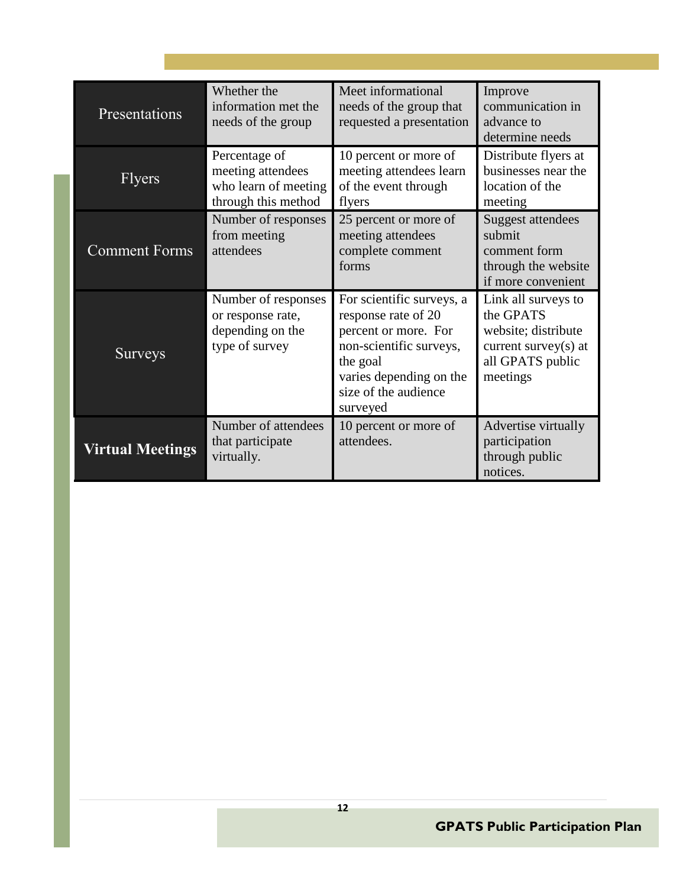| | | | |
|---|---|---|---|
| Presentations | Whether the information met the needs of the group | Meet informational needs of the group that requested a presentation | Improve communication in advance to determine needs |
| Flyers | Percentage of meeting attendees who learn of meeting through this method | 10 percent or more of meeting attendees learn of the event through flyers | Distribute flyers at businesses near the location of the meeting |
| Comment Forms | Number of responses from meeting attendees | 25 percent or more of meeting attendees complete comment forms | Suggest attendees submit comment form through the website if more convenient |
| Surveys | Number of responses or response rate, depending on the type of survey | For scientific surveys, a response rate of 20 percent or more. For non-scientific surveys, the goal varies depending on the size of the audience surveyed | Link all surveys to the GPATS website; distribute current survey(s) at all GPATS public meetings |
| **Virtual Meetings** | Number of attendees that participate virtually. | 10 percent or more of attendees. | Advertise virtually participation through public notices. |